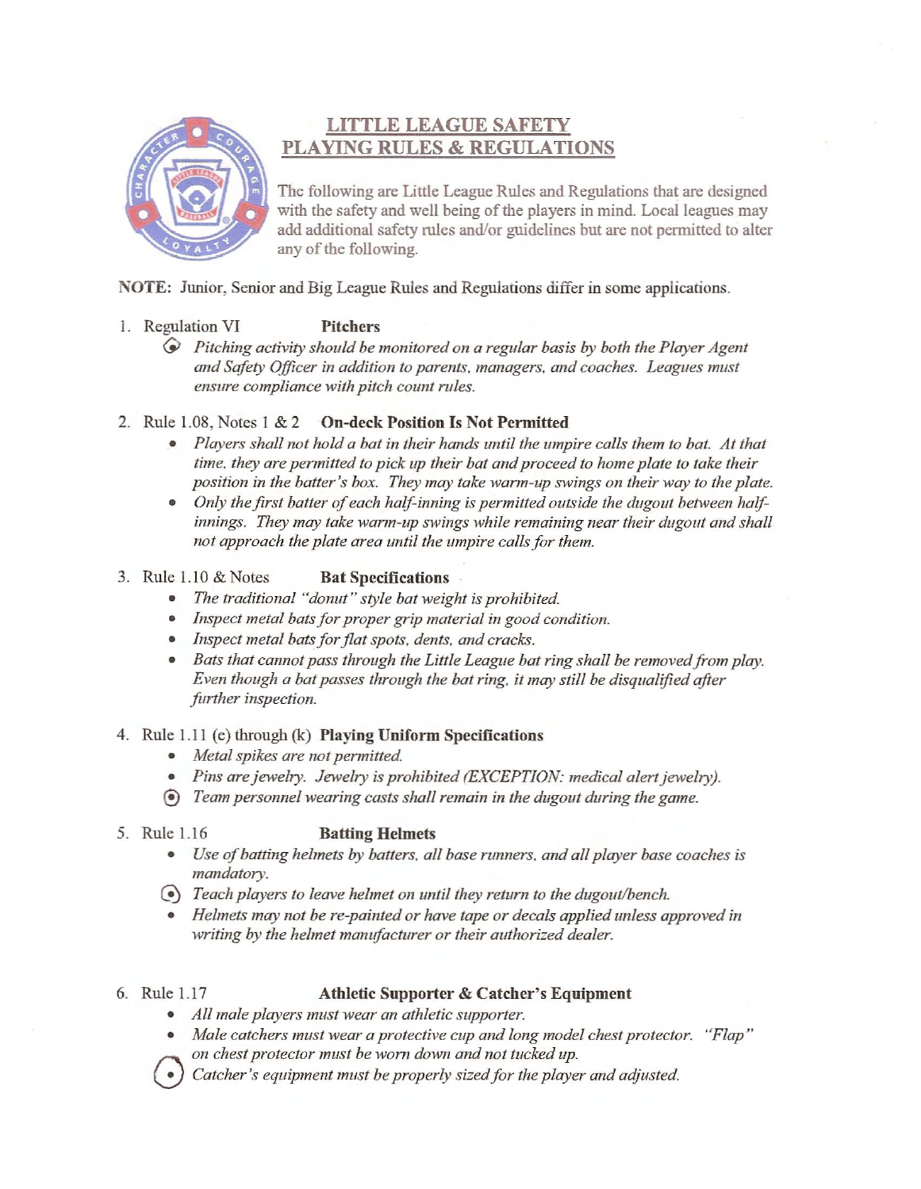# LITTLE LEAGUE SAFETY
# PLAYING RULES & REGULATIONS

The following are Little League Rules and Regulations that are designed with the safety and well being of the players in mind. Local leagues may add additional safety rules and/or guidelines but are not permitted to alter any of the following.

**NOTE:** Junior, Senior and Big League Rules and Regulations differ in some applications.

1. Regulation VI **Pitchers**
   - *Pitching activity should be monitored on a regular basis by both the Player Agent and Safety Officer in addition to parents, managers, and coaches. Leagues must ensure compliance with pitch count rules.*

2. Rule 1.08, Notes 1 & 2 **On-deck Position Is Not Permitted**
   - *Players shall not hold a bat in their hands until the umpire calls them to bat. At that time, they are permitted to pick up their bat and proceed to home plate to take their position in the batter's box. They may take warm-up swings on their way to the plate.*
   - *Only the first batter of each half-inning is permitted outside the dugout between half-innings. They may take warm-up swings while remaining near their dugout and shall not approach the plate area until the umpire calls for them.*

3. Rule 1.10 & Notes **Bat Specifications**
   - *The traditional "donut" style bat weight is prohibited.*
   - *Inspect metal bats for proper grip material in good condition.*
   - *Inspect metal bats for flat spots, dents, and cracks.*
   - *Bats that cannot pass through the Little League bat ring shall be removed from play. Even though a bat passes through the bat ring, it may still be disqualified after further inspection.*

4. Rule 1.11 (e) through (k) **Playing Uniform Specifications**
   - *Metal spikes are not permitted.*
   - *Pins are jewelry. Jewelry is prohibited (EXCEPTION: medical alert jewelry).*
   - *Team personnel wearing casts shall remain in the dugout during the game.*

5. Rule 1.16 **Batting Helmets**
   - *Use of batting helmets by batters, all base runners, and all player base coaches is mandatory.*
   - *Teach players to leave helmet on until they return to the dugout/bench.*
   - *Helmets may not be re-painted or have tape or decals applied unless approved in writing by the helmet manufacturer or their authorized dealer.*

6. Rule 1.17 **Athletic Supporter & Catcher's Equipment**
   - *All male players must wear an athletic supporter.*
   - *Male catchers must wear a protective cup and long model chest protector. "Flap" on chest protector must be worn down and not tucked up.*
   - *Catcher's equipment must be properly sized for the player and adjusted.*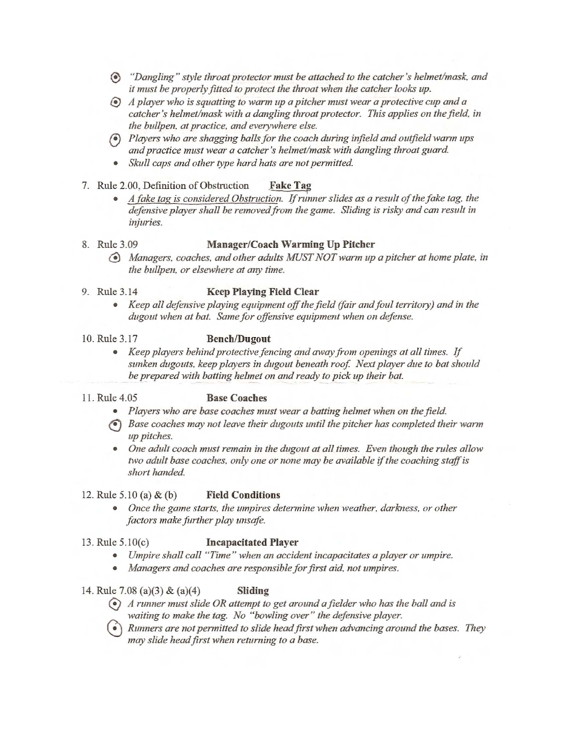- *"Dangling" style throat protector must be attached to the catcher's helmet/mask, and it must be properly fitted to protect the throat when the catcher looks up.*
- *A player who is squatting to warm up a pitcher must wear a protective cup and a catcher's helmet/mask with a dangling throat protector. This applies on the field, in the bullpen, at practice, and everywhere else.*
- *Players who are shagging balls for the coach during infield and outfield warm ups and practice must wear a catcher's helmet/mask with dangling throat guard.*
- *Skull caps and other type hard hats are not permitted.*

7. Rule 2.00, Definition of Obstruction **Fake Tag**
   - *A fake tag is considered Obstruction. If runner slides as a result of the fake tag, the defensive player shall be removed from the game. Sliding is risky and can result in injuries.*

8. Rule 3.09 **Manager/Coach Warming Up Pitcher**
   - *Managers, coaches, and other adults MUST NOT warm up a pitcher at home plate, in the bullpen, or elsewhere at any time.*

9. Rule 3.14 **Keep Playing Field Clear**
   - *Keep all defensive playing equipment off the field (fair and foul territory) and in the dugout when at bat. Same for offensive equipment when on defense.*

10. Rule 3.17 **Bench/Dugout**
    - *Keep players behind protective fencing and away from openings at all times. If sunken dugouts, keep players in dugout beneath roof. Next player due to bat should be prepared with batting helmet on and ready to pick up their bat.*

11. Rule 4.05 **Base Coaches**
    - *Players who are base coaches must wear a batting helmet when on the field.*
    - *Base coaches may not leave their dugouts until the pitcher has completed their warm up pitches.*
    - *One adult coach must remain in the dugout at all times. Even though the rules allow two adult base coaches, only one or none may be available if the coaching staff is short handed.*

12. Rule 5.10 (a) & (b) **Field Conditions**
    - *Once the game starts, the umpires determine when weather, darkness, or other factors make further play unsafe.*

13. Rule 5.10(c) **Incapacitated Player**
    - *Umpire shall call "Time" when an accident incapacitates a player or umpire.*
    - *Managers and coaches are responsible for first aid, not umpires.*

14. Rule 7.08 (a)(3) & (a)(4) **Sliding**
    - *A runner must slide OR attempt to get around a fielder who has the ball and is waiting to make the tag. No "bowling over" the defensive player.*
    - *Runners are not permitted to slide head first when advancing around the bases. They may slide head first when returning to a base.*